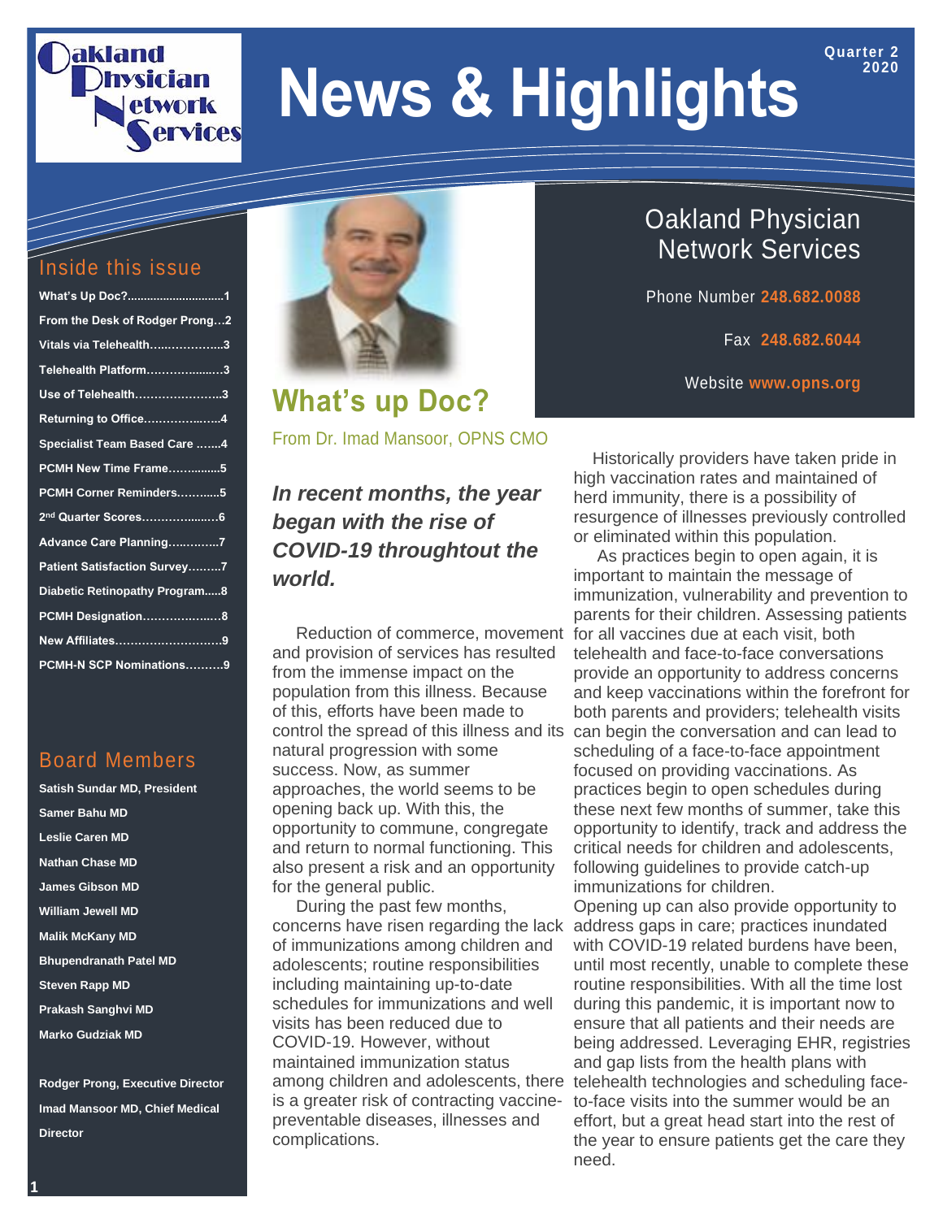# News & Highlights

Quarter 2 2020

Oakland Physician Network Services

## Inside this issue

- What's Up Doc?.............................1
- From the Desk of Rodger Prong…2
- Vitals via Telehealth…..................3
- Telehealth Platform……..............3
- Use of Telehealth…………………..3
- Returning to Office………..……...4
- Specialist Team Based Care …….4
- PCMH New Time Frame…….........5
- PCMH Corner Reminders….........5
- 2nd Quarter Scores……………........6
- Advance Care Planning…..…….....7
- Patient Satisfaction Survey………7
- Diabetic Retinopathy Program.....8
- PCMH Designation………............8
- New Affiliates……………………...9
- PCMH-N SCP Nominations……….9

## Board Members

**Satish Sundar MD, President**
**Samer Bahu MD**
**Leslie Caren MD**
**Nathan Chase MD**
**James Gibson MD**
**William Jewell MD**
**Malik McKany MD**
**Bhupendranath Patel MD**
**Steven Rapp MD**
**Prakash Sanghvi MD**
**Marko Gudziak MD**

**Rodger Prong, Executive Director**
**Imad Mansoor MD, Chief Medical Director**

## Oakland Physician Network Services

Phone Number **248.682.0088**

Fax **248.682.6044**

Website **www.opns.org**

## What's up Doc?

From Dr. Imad Mansoor, OPNS CMO

***In recent months, the year began with the rise of COVID-19 throughtout the world.***

Reduction of commerce, movement and provision of services has resulted from the immense impact on the population from this illness. Because of this, efforts have been made to control the spread of this illness and its natural progression with some success. Now, as summer approaches, the world seems to be opening back up. With this, the opportunity to commune, congregate and return to normal functioning. This also present a risk and an opportunity for the general public.

During the past few months, concerns have risen regarding the lack of immunizations among children and adolescents; routine responsibilities including maintaining up-to-date schedules for immunizations and well visits has been reduced due to COVID-19. However, without maintained immunization status among children and adolescents, there is a greater risk of contracting vaccine-preventable diseases, illnesses and complications.

Historically providers have taken pride in high vaccination rates and maintained of herd immunity, there is a possibility of resurgence of illnesses previously controlled or eliminated within this population.

As practices begin to open again, it is important to maintain the message of immunization, vulnerability and prevention to parents for their children. Assessing patients for all vaccines due at each visit, both telehealth and face-to-face conversations provide an opportunity to address concerns and keep vaccinations within the forefront for both parents and providers; telehealth visits can begin the conversation and can lead to scheduling of a face-to-face appointment focused on providing vaccinations. As practices begin to open schedules during these next few months of summer, take this opportunity to identify, track and address the critical needs for children and adolescents, following guidelines to provide catch-up immunizations for children.

Opening up can also provide opportunity to address gaps in care; practices inundated with COVID-19 related burdens have been, until most recently, unable to complete these routine responsibilities. With all the time lost during this pandemic, it is important now to ensure that all patients and their needs are being addressed. Leveraging EHR, registries and gap lists from the health plans with telehealth technologies and scheduling face-to-face visits into the summer would be an effort, but a great head start into the rest of the year to ensure patients get the care they need.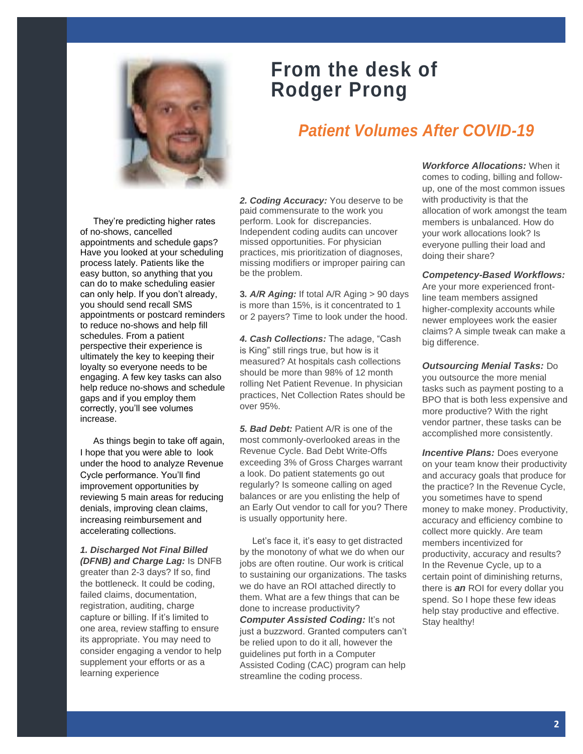# From the desk of Rodger Prong

## Patient Volumes After COVID-19

They're predicting higher rates of no-shows, cancelled appointments and schedule gaps? Have you looked at your scheduling process lately. Patients like the easy button, so anything that you can do to make scheduling easier can only help. If you don't already, you should send recall SMS appointments or postcard reminders to reduce no-shows and help fill schedules. From a patient perspective their experience is ultimately the key to keeping their loyalty so everyone needs to be engaging. A few key tasks can also help reduce no-shows and schedule gaps and if you employ them correctly, you'll see volumes increase.

As things begin to take off again, I hope that you were able to look under the hood to analyze Revenue Cycle performance. You'll find improvement opportunities by reviewing 5 main areas for reducing denials, improving clean claims, increasing reimbursement and accelerating collections.

***1. Discharged Not Final Billed (DFNB) and Charge Lag:*** Is DNFB greater than 2-3 days? If so, find the bottleneck. It could be coding, failed claims, documentation, registration, auditing, charge capture or billing. If it's limited to one area, review staffing to ensure its appropriate. You may need to consider engaging a vendor to help supplement your efforts or as a learning experience

***2. Coding Accuracy:*** You deserve to be paid commensurate to the work you perform. Look for discrepancies. Independent coding audits can uncover missed opportunities. For physician practices, mis prioritization of diagnoses, missing modifiers or improper pairing can be the problem.

**3.** ***A/R Aging:*** If total A/R Aging > 90 days is more than 15%, is it concentrated to 1 or 2 payers? Time to look under the hood.

***4. Cash Collections:*** The adage, "Cash is King" still rings true, but how is it measured? At hospitals cash collections should be more than 98% of 12 month rolling Net Patient Revenue. In physician practices, Net Collection Rates should be over 95%.

***5. Bad Debt:*** Patient A/R is one of the most commonly-overlooked areas in the Revenue Cycle. Bad Debt Write-Offs exceeding 3% of Gross Charges warrant a look. Do patient statements go out regularly? Is someone calling on aged balances or are you enlisting the help of an Early Out vendor to call for you? There is usually opportunity here.

Let's face it, it's easy to get distracted by the monotony of what we do when our jobs are often routine. Our work is critical to sustaining our organizations. The tasks we do have an ROI attached directly to them. What are a few things that can be done to increase productivity?

***Computer Assisted Coding:*** It's not just a buzzword. Granted computers can't be relied upon to do it all, however the guidelines put forth in a Computer Assisted Coding (CAC) program can help streamline the coding process.

***Workforce Allocations:*** When it comes to coding, billing and follow-up, one of the most common issues with productivity is that the allocation of work amongst the team members is unbalanced. How do your work allocations look? Is everyone pulling their load and doing their share?

***Competency-Based Workflows:*** Are your more experienced front-line team members assigned higher-complexity accounts while newer employees work the easier claims? A simple tweak can make a big difference.

***Outsourcing Menial Tasks:*** Do you outsource the more menial tasks such as payment posting to a BPO that is both less expensive and more productive? With the right vendor partner, these tasks can be accomplished more consistently.

***Incentive Plans:*** Does everyone on your team know their productivity and accuracy goals that produce for the practice? In the Revenue Cycle, you sometimes have to spend money to make money. Productivity, accuracy and efficiency combine to collect more quickly. Are team members incentivized for productivity, accuracy and results? In the Revenue Cycle, up to a certain point of diminishing returns, there is ***an*** ROI for every dollar you spend. So I hope these few ideas help stay productive and effective. Stay healthy!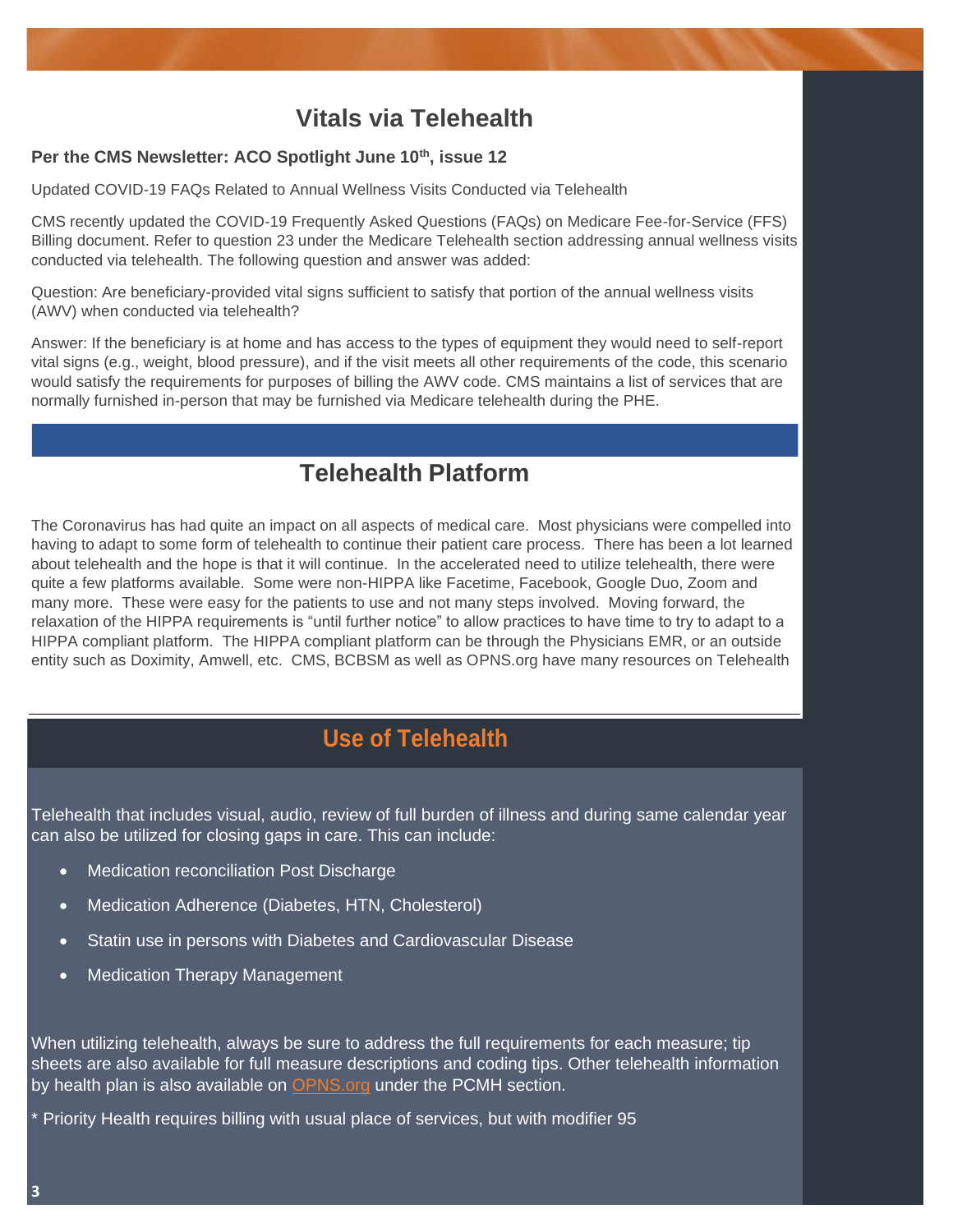## Vitals via Telehealth

**Per the CMS Newsletter: ACO Spotlight June 10th, issue 12**

Updated COVID-19 FAQs Related to Annual Wellness Visits Conducted via Telehealth

CMS recently updated the COVID-19 Frequently Asked Questions (FAQs) on Medicare Fee-for-Service (FFS) Billing document. Refer to question 23 under the Medicare Telehealth section addressing annual wellness visits conducted via telehealth. The following question and answer was added:

Question: Are beneficiary-provided vital signs sufficient to satisfy that portion of the annual wellness visits (AWV) when conducted via telehealth?

Answer: If the beneficiary is at home and has access to the types of equipment they would need to self-report vital signs (e.g., weight, blood pressure), and if the visit meets all other requirements of the code, this scenario would satisfy the requirements for purposes of billing the AWV code. CMS maintains a list of services that are normally furnished in-person that may be furnished via Medicare telehealth during the PHE.

## Telehealth Platform

The Coronavirus has had quite an impact on all aspects of medical care. Most physicians were compelled into having to adapt to some form of telehealth to continue their patient care process. There has been a lot learned about telehealth and the hope is that it will continue. In the accelerated need to utilize telehealth, there were quite a few platforms available. Some were non-HIPPA like Facetime, Facebook, Google Duo, Zoom and many more. These were easy for the patients to use and not many steps involved. Moving forward, the relaxation of the HIPPA requirements is "until further notice" to allow practices to have time to try to adapt to a HIPPA compliant platform. The HIPPA compliant platform can be through the Physicians EMR, or an outside entity such as Doximity, Amwell, etc. CMS, BCBSM as well as OPNS.org have many resources on Telehealth

## Use of Telehealth

Telehealth that includes visual, audio, review of full burden of illness and during same calendar year can also be utilized for closing gaps in care. This can include:

- Medication reconciliation Post Discharge
- Medication Adherence (Diabetes, HTN, Cholesterol)
- Statin use in persons with Diabetes and Cardiovascular Disease
- Medication Therapy Management

When utilizing telehealth, always be sure to address the full requirements for each measure; tip sheets are also available for full measure descriptions and coding tips. Other telehealth information by health plan is also available on OPNS.org under the PCMH section.

* Priority Health requires billing with usual place of services, but with modifier 95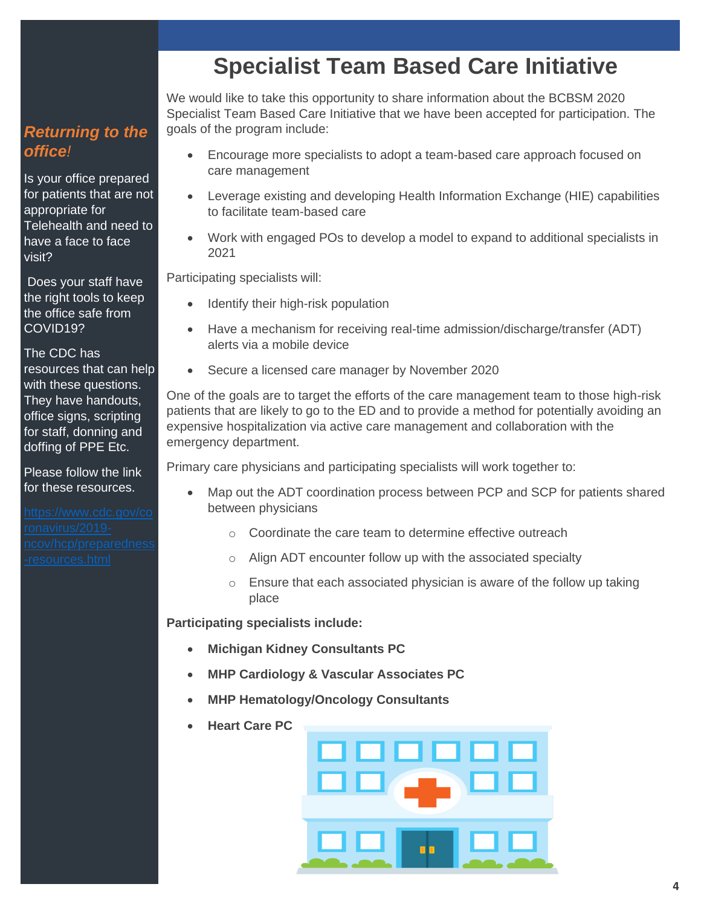# Specialist Team Based Care Initiative

We would like to take this opportunity to share information about the BCBSM 2020 Specialist Team Based Care Initiative that we have been accepted for participation. The goals of the program include:

- Encourage more specialists to adopt a team-based care approach focused on care management
- Leverage existing and developing Health Information Exchange (HIE) capabilities to facilitate team-based care
- Work with engaged POs to develop a model to expand to additional specialists in 2021

Participating specialists will:

- Identify their high-risk population
- Have a mechanism for receiving real-time admission/discharge/transfer (ADT) alerts via a mobile device
- Secure a licensed care manager by November 2020

One of the goals are to target the efforts of the care management team to those high-risk patients that are likely to go to the ED and to provide a method for potentially avoiding an expensive hospitalization via active care management and collaboration with the emergency department.

Primary care physicians and participating specialists will work together to:

- Map out the ADT coordination process between PCP and SCP for patients shared between physicians
  - Coordinate the care team to determine effective outreach
  - Align ADT encounter follow up with the associated specialty
  - Ensure that each associated physician is aware of the follow up taking place

**Participating specialists include:**

- **Michigan Kidney Consultants PC**
- **MHP Cardiology & Vascular Associates PC**
- **MHP Hematology/Oncology Consultants**
- **Heart Care PC**

## *Returning to the office!*

Is your office prepared for patients that are not appropriate for Telehealth and need to have a face to face visit?

Does your staff have the right tools to keep the office safe from COVID19?

The CDC has resources that can help with these questions. They have handouts, office signs, scripting for staff, donning and doffing of PPE Etc.

Please follow the link for these resources.

https://www.cdc.gov/coronavirus/2019-ncov/hcp/preparedness-resources.html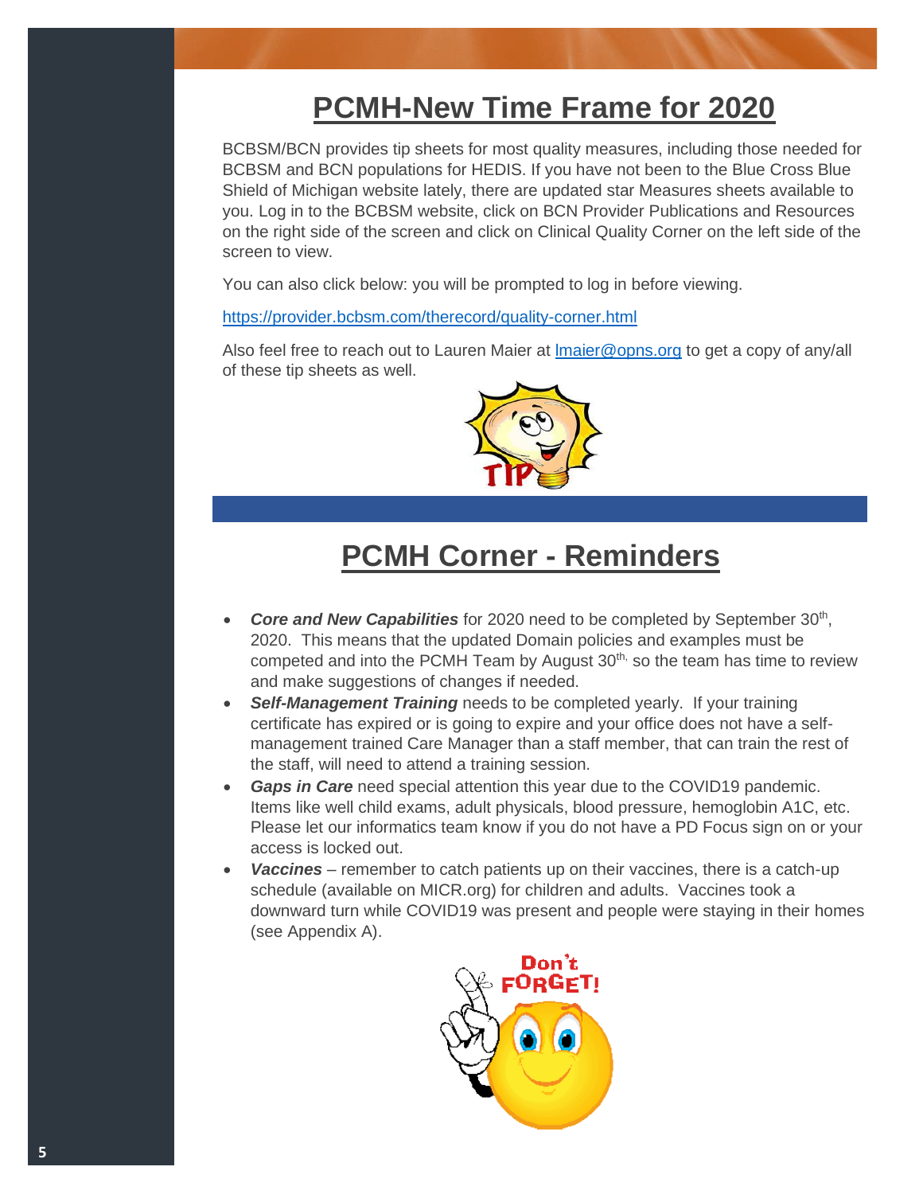# PCMH-New Time Frame for 2020

BCBSM/BCN provides tip sheets for most quality measures, including those needed for BCBSM and BCN populations for HEDIS. If you have not been to the Blue Cross Blue Shield of Michigan website lately, there are updated star Measures sheets available to you. Log in to the BCBSM website, click on BCN Provider Publications and Resources on the right side of the screen and click on Clinical Quality Corner on the left side of the screen to view.

You can also click below: you will be prompted to log in before viewing.

https://provider.bcbsm.com/therecord/quality-corner.html

Also feel free to reach out to Lauren Maier at lmaier@opns.org to get a copy of any/all of these tip sheets as well.

# PCMH Corner - Reminders

- ***Core and New Capabilities*** for 2020 need to be completed by September 30th, 2020. This means that the updated Domain policies and examples must be competed and into the PCMH Team by August 30th, so the team has time to review and make suggestions of changes if needed.
- ***Self-Management Training*** needs to be completed yearly. If your training certificate has expired or is going to expire and your office does not have a self-management trained Care Manager than a staff member, that can train the rest of the staff, will need to attend a training session.
- ***Gaps in Care*** need special attention this year due to the COVID19 pandemic. Items like well child exams, adult physicals, blood pressure, hemoglobin A1C, etc. Please let our informatics team know if you do not have a PD Focus sign on or your access is locked out.
- ***Vaccines*** – remember to catch patients up on their vaccines, there is a catch-up schedule (available on MICR.org) for children and adults. Vaccines took a downward turn while COVID19 was present and people were staying in their homes (see Appendix A).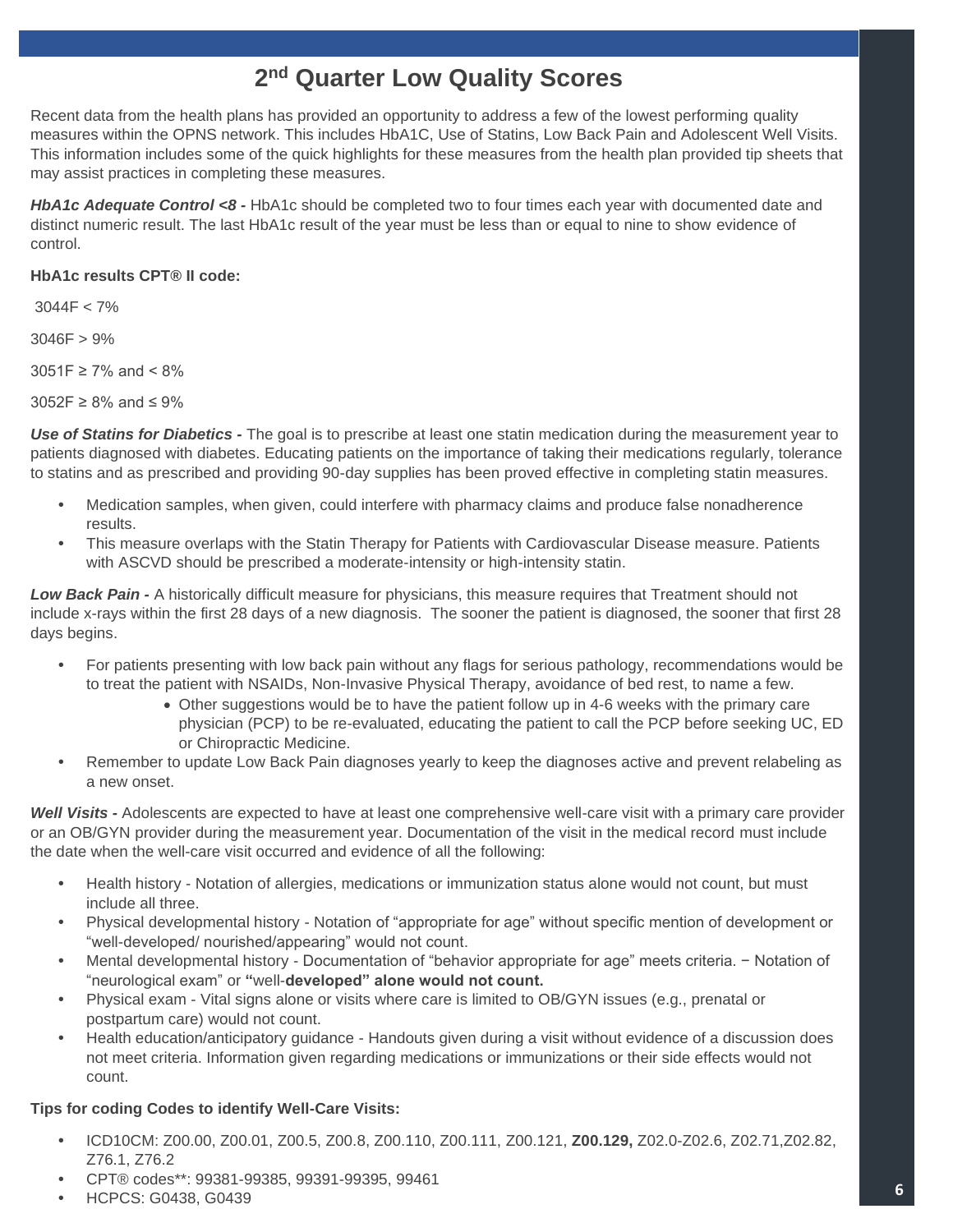# 2nd Quarter Low Quality Scores

Recent data from the health plans has provided an opportunity to address a few of the lowest performing quality measures within the OPNS network. This includes HbA1C, Use of Statins, Low Back Pain and Adolescent Well Visits. This information includes some of the quick highlights for these measures from the health plan provided tip sheets that may assist practices in completing these measures.

***HbA1c Adequate Control <8 -*** HbA1c should be completed two to four times each year with documented date and distinct numeric result. The last HbA1c result of the year must be less than or equal to nine to show evidence of control.

**HbA1c results CPT® II code:**

3044F < 7%

3046F > 9%

3051F ≥ 7% and < 8%

3052F ≥ 8% and ≤ 9%

***Use of Statins for Diabetics -*** The goal is to prescribe at least one statin medication during the measurement year to patients diagnosed with diabetes. Educating patients on the importance of taking their medications regularly, tolerance to statins and as prescribed and providing 90-day supplies has been proved effective in completing statin measures.

- Medication samples, when given, could interfere with pharmacy claims and produce false nonadherence results.
- This measure overlaps with the Statin Therapy for Patients with Cardiovascular Disease measure. Patients with ASCVD should be prescribed a moderate-intensity or high-intensity statin.

***Low Back Pain -*** A historically difficult measure for physicians, this measure requires that Treatment should not include x-rays within the first 28 days of a new diagnosis. The sooner the patient is diagnosed, the sooner that first 28 days begins.

- For patients presenting with low back pain without any flags for serious pathology, recommendations would be to treat the patient with NSAIDs, Non-Invasive Physical Therapy, avoidance of bed rest, to name a few.
    - Other suggestions would be to have the patient follow up in 4-6 weeks with the primary care physician (PCP) to be re-evaluated, educating the patient to call the PCP before seeking UC, ED or Chiropractic Medicine.
- Remember to update Low Back Pain diagnoses yearly to keep the diagnoses active and prevent relabeling as a new onset.

***Well Visits -*** Adolescents are expected to have at least one comprehensive well-care visit with a primary care provider or an OB/GYN provider during the measurement year. Documentation of the visit in the medical record must include the date when the well-care visit occurred and evidence of all the following:

- Health history - Notation of allergies, medications or immunization status alone would not count, but must include all three.
- Physical developmental history - Notation of "appropriate for age" without specific mention of development or "well-developed/ nourished/appearing" would not count.
- Mental developmental history - Documentation of "behavior appropriate for age" meets criteria. − Notation of "neurological exam" or **"**well-**developed" alone would not count.**
- Physical exam - Vital signs alone or visits where care is limited to OB/GYN issues (e.g., prenatal or postpartum care) would not count.
- Health education/anticipatory guidance - Handouts given during a visit without evidence of a discussion does not meet criteria. Information given regarding medications or immunizations or their side effects would not count.

**Tips for coding Codes to identify Well-Care Visits:**

- ICD10CM: Z00.00, Z00.01, Z00.5, Z00.8, Z00.110, Z00.111, Z00.121, **Z00.129,** Z02.0-Z02.6, Z02.71,Z02.82, Z76.1, Z76.2
- CPT® codes**: 99381-99385, 99391-99395, 99461
- HCPCS: G0438, G0439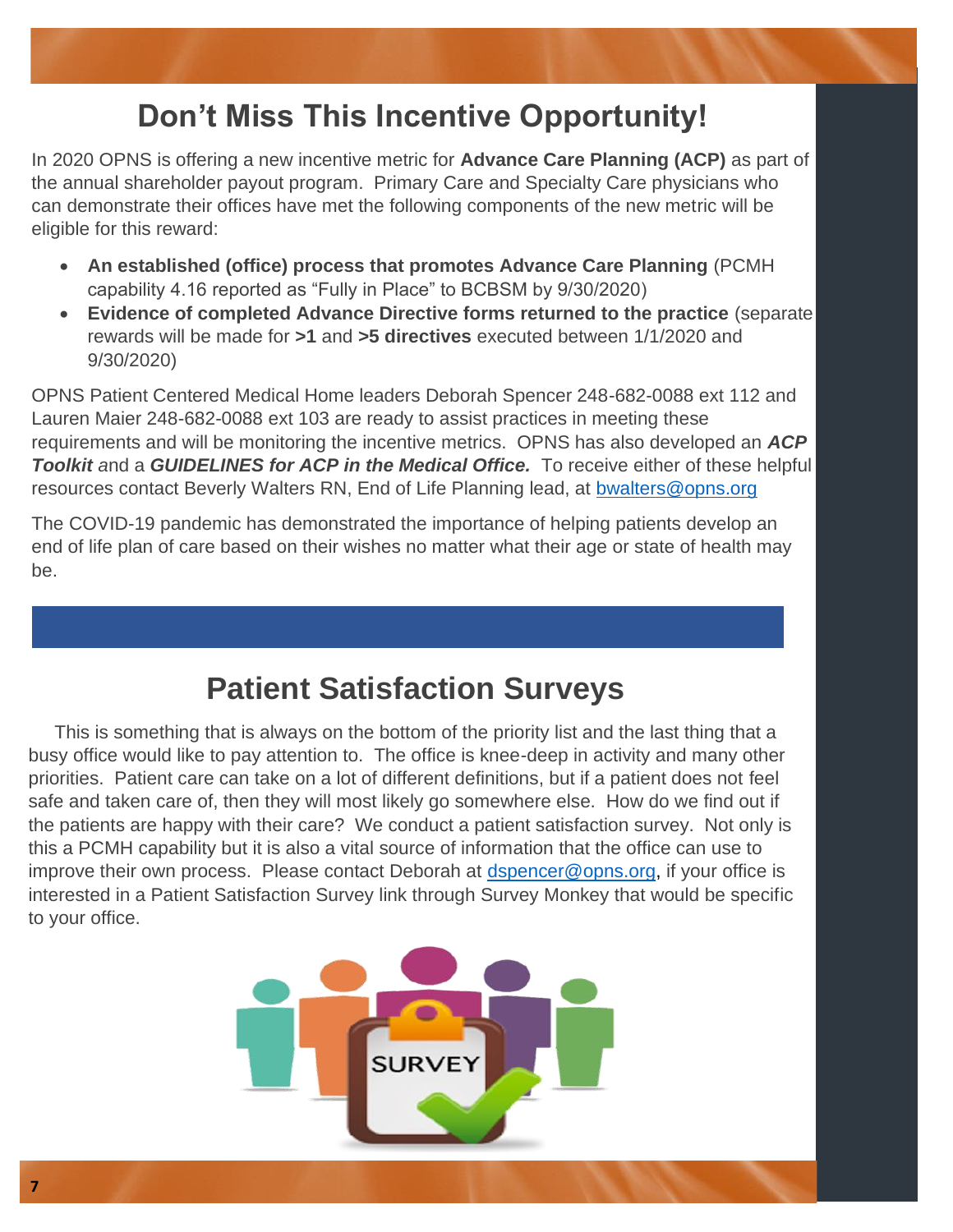# Don’t Miss This Incentive Opportunity!

In 2020 OPNS is offering a new incentive metric for **Advance Care Planning (ACP)** as part of the annual shareholder payout program. Primary Care and Specialty Care physicians who can demonstrate their offices have met the following components of the new metric will be eligible for this reward:

- **An established (office) process that promotes Advance Care Planning** (PCMH capability 4.16 reported as “Fully in Place” to BCBSM by 9/30/2020)
- **Evidence of completed Advance Directive forms returned to the practice** (separate rewards will be made for **>1** and **>5 directives** executed between 1/1/2020 and 9/30/2020)

OPNS Patient Centered Medical Home leaders Deborah Spencer 248-682-0088 ext 112 and Lauren Maier 248-682-0088 ext 103 are ready to assist practices in meeting these requirements and will be monitoring the incentive metrics. OPNS has also developed an ***ACP Toolkit*** and a ***GUIDELINES for ACP in the Medical Office.*** To receive either of these helpful resources contact Beverly Walters RN, End of Life Planning lead, at bwalters@opns.org

The COVID-19 pandemic has demonstrated the importance of helping patients develop an end of life plan of care based on their wishes no matter what their age or state of health may be.

# Patient Satisfaction Surveys

This is something that is always on the bottom of the priority list and the last thing that a busy office would like to pay attention to. The office is knee-deep in activity and many other priorities. Patient care can take on a lot of different definitions, but if a patient does not feel safe and taken care of, then they will most likely go somewhere else. How do we find out if the patients are happy with their care? We conduct a patient satisfaction survey. Not only is this a PCMH capability but it is also a vital source of information that the office can use to improve their own process. Please contact Deborah at dspencer@opns.org, if your office is interested in a Patient Satisfaction Survey link through Survey Monkey that would be specific to your office.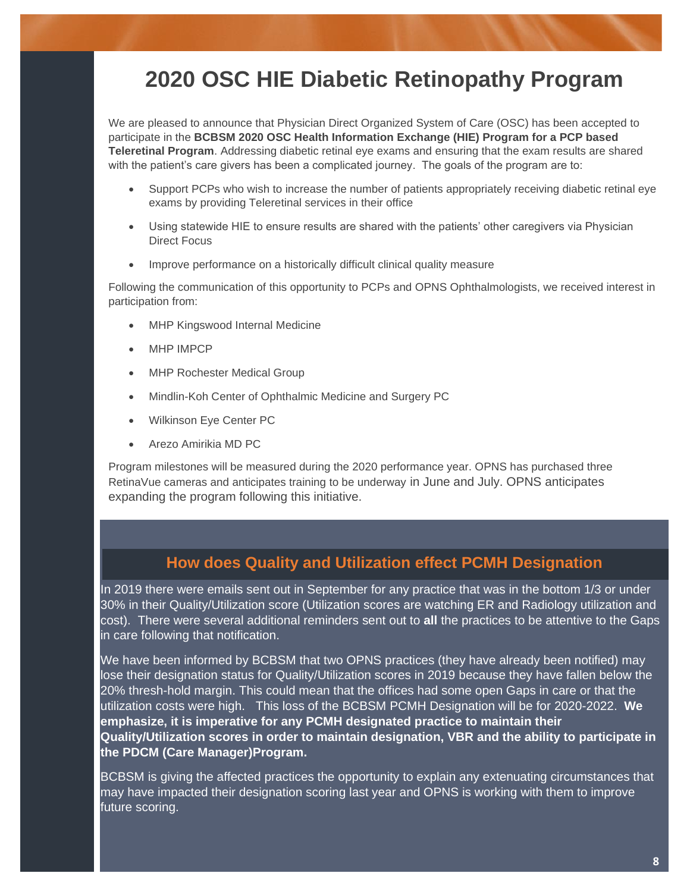# 2020 OSC HIE Diabetic Retinopathy Program

We are pleased to announce that Physician Direct Organized System of Care (OSC) has been accepted to participate in the **BCBSM 2020 OSC Health Information Exchange (HIE) Program for a PCP based Teleretinal Program**. Addressing diabetic retinal eye exams and ensuring that the exam results are shared with the patient's care givers has been a complicated journey. The goals of the program are to:

- Support PCPs who wish to increase the number of patients appropriately receiving diabetic retinal eye exams by providing Teleretinal services in their office
- Using statewide HIE to ensure results are shared with the patients' other caregivers via Physician Direct Focus
- Improve performance on a historically difficult clinical quality measure

Following the communication of this opportunity to PCPs and OPNS Ophthalmologists, we received interest in participation from:

- MHP Kingswood Internal Medicine
- MHP IMPCP
- MHP Rochester Medical Group
- Mindlin-Koh Center of Ophthalmic Medicine and Surgery PC
- Wilkinson Eye Center PC
- Arezo Amirikia MD PC

Program milestones will be measured during the 2020 performance year. OPNS has purchased three RetinaVue cameras and anticipates training to be underway in June and July. OPNS anticipates expanding the program following this initiative.

## How does Quality and Utilization effect PCMH Designation

In 2019 there were emails sent out in September for any practice that was in the bottom 1/3 or under 30% in their Quality/Utilization score (Utilization scores are watching ER and Radiology utilization and cost). There were several additional reminders sent out to **all** the practices to be attentive to the Gaps in care following that notification.

We have been informed by BCBSM that two OPNS practices (they have already been notified) may lose their designation status for Quality/Utilization scores in 2019 because they have fallen below the 20% thresh-hold margin. This could mean that the offices had some open Gaps in care or that the utilization costs were high. This loss of the BCBSM PCMH Designation will be for 2020-2022. **We emphasize, it is imperative for any PCMH designated practice to maintain their Quality/Utilization scores in order to maintain designation, VBR and the ability to participate in the PDCM (Care Manager)Program.**

BCBSM is giving the affected practices the opportunity to explain any extenuating circumstances that may have impacted their designation scoring last year and OPNS is working with them to improve future scoring.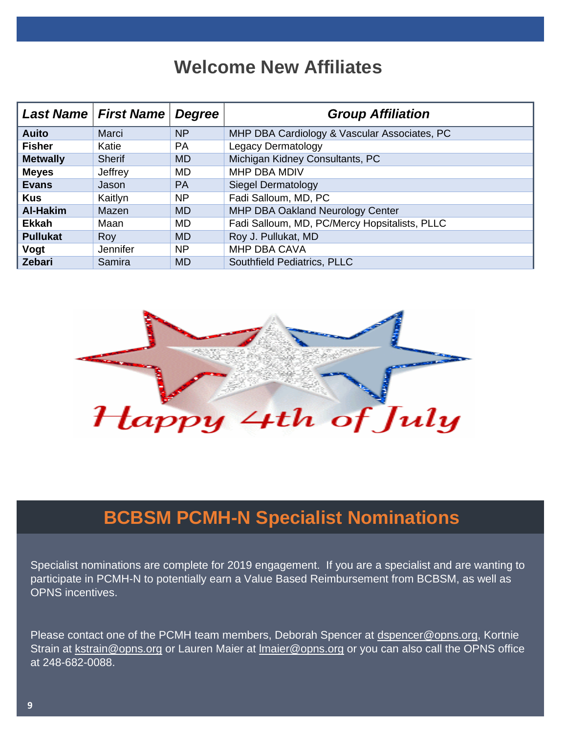# Welcome New Affiliates

| Last Name | First Name | Degree | Group Affiliation |
|---|---|---|---|
| **Auito** | Marci | NP | MHP DBA Cardiology & Vascular Associates, PC |
| **Fisher** | Katie | PA | Legacy Dermatology |
| **Metwally** | Sherif | MD | Michigan Kidney Consultants, PC |
| **Meyes** | Jeffrey | MD | MHP DBA MDIV |
| **Evans** | Jason | PA | Siegel Dermatology |
| **Kus** | Kaitlyn | NP | Fadi Salloum, MD, PC |
| **Al-Hakim** | Mazen | MD | MHP DBA Oakland Neurology Center |
| **Ekkah** | Maan | MD | Fadi Salloum, MD, PC/Mercy Hopsitalists, PLLC |
| **Pullukat** | Roy | MD | Roy J. Pullukat, MD |
| **Vogt** | Jennifer | NP | MHP DBA CAVA |
| **Zebari** | Samira | MD | Southfield Pediatrics, PLLC |

Happy 4th of July

## BCBSM PCMH-N Specialist Nominations

Specialist nominations are complete for 2019 engagement. If you are a specialist and are wanting to participate in PCMH-N to potentially earn a Value Based Reimbursement from BCBSM, as well as OPNS incentives.

Please contact one of the PCMH team members, Deborah Spencer at dspencer@opns.org, Kortnie Strain at kstrain@opns.org or Lauren Maier at lmaier@opns.org or you can also call the OPNS office at 248-682-0088.